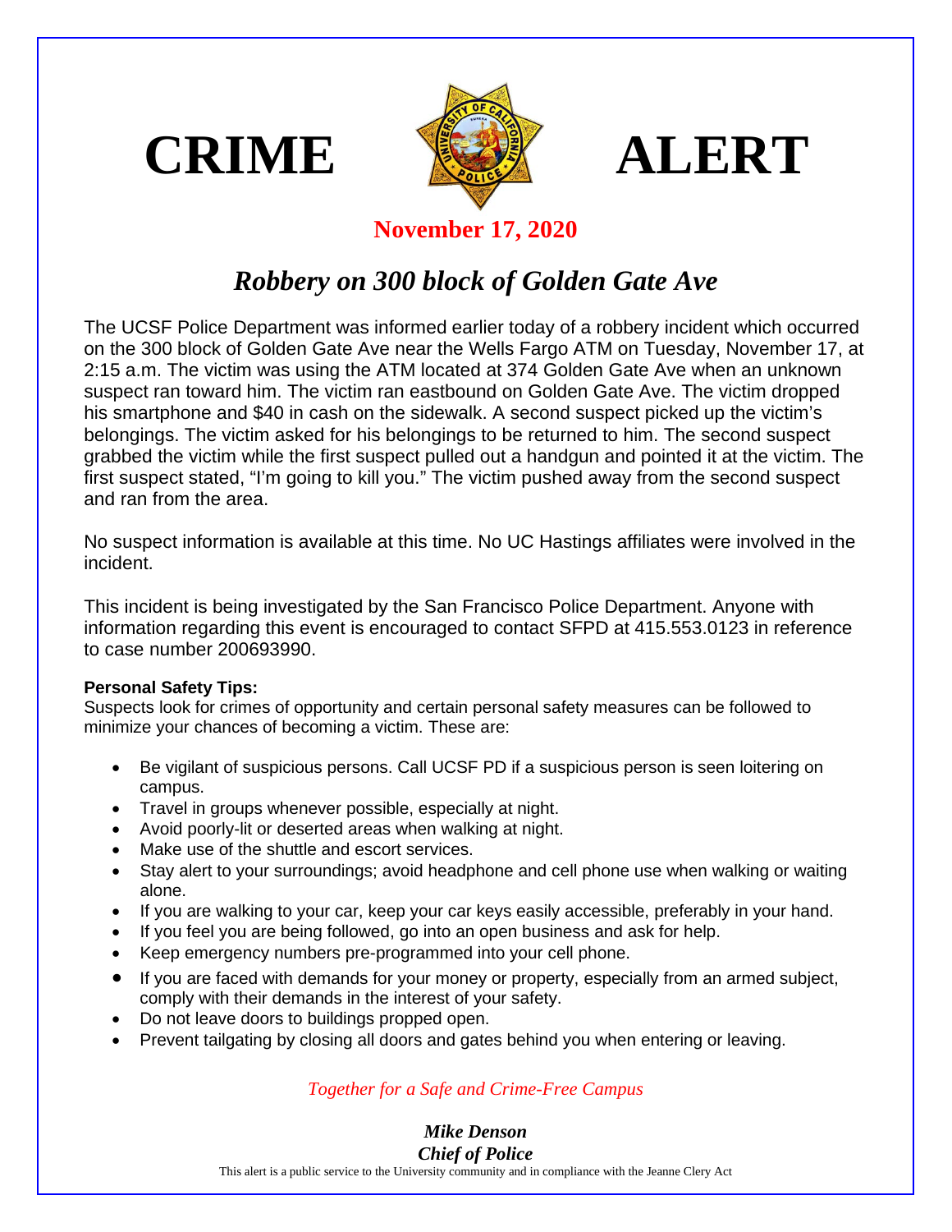# CRIME ALERT

**November 17, 2020**

## *Robbery on 300 block of Golden Gate Ave*

The UCSF Police Department was informed earlier today of a robbery incident which occurred on the 300 block of Golden Gate Ave near the Wells Fargo ATM on Tuesday, November 17, at 2:15 a.m. The victim was using the ATM located at 374 Golden Gate Ave when an unknown suspect ran toward him. The victim ran eastbound on Golden Gate Ave. The victim dropped his smartphone and $40 in cash on the sidewalk. A second suspect picked up the victim's belongings. The victim asked for his belongings to be returned to him. The second suspect grabbed the victim while the first suspect pulled out a handgun and pointed it at the victim. The first suspect stated, "I'm going to kill you." The victim pushed away from the second suspect and ran from the area.

No suspect information is available at this time. No UC Hastings affiliates were involved in the incident.

This incident is being investigated by the San Francisco Police Department. Anyone with information regarding this event is encouraged to contact SFPD at 415.553.0123 in reference to case number 200693990.

**Personal Safety Tips:**

Suspects look for crimes of opportunity and certain personal safety measures can be followed to minimize your chances of becoming a victim. These are:

- Be vigilant of suspicious persons. Call UCSF PD if a suspicious person is seen loitering on campus.
- Travel in groups whenever possible, especially at night.
- Avoid poorly-lit or deserted areas when walking at night.
- Make use of the shuttle and escort services.
- Stay alert to your surroundings; avoid headphone and cell phone use when walking or waiting alone.
- If you are walking to your car, keep your car keys easily accessible, preferably in your hand.
- If you feel you are being followed, go into an open business and ask for help.
- Keep emergency numbers pre-programmed into your cell phone.
- If you are faced with demands for your money or property, especially from an armed subject, comply with their demands in the interest of your safety.
- Do not leave doors to buildings propped open.
- Prevent tailgating by closing all doors and gates behind you when entering or leaving.

*Together for a Safe and Crime-Free Campus*

***Mike Denson***
***Chief of Police***

This alert is a public service to the University community and in compliance with the Jeanne Clery Act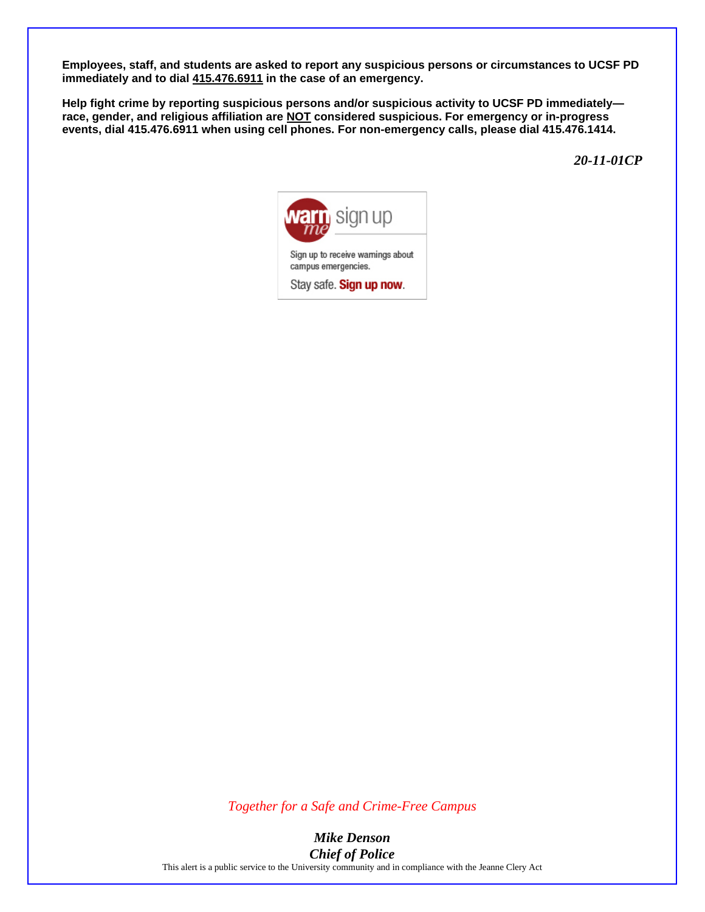**Employees, staff, and students are asked to report any suspicious persons or circumstances to UCSF PD immediately and to dial <u>415.476.6911</u> in the case of an emergency.**

**Help fight crime by reporting suspicious persons and/or suspicious activity to UCSF PD immediately—race, gender, and religious affiliation are <u>NOT</u> considered suspicious. For emergency or in-progress events, dial 415.476.6911 when using cell phones. For non-emergency calls, please dial 415.476.1414.**

***20-11-01CP***

warn me sign up

Sign up to receive warnings about campus emergencies.

Stay safe. **Sign up now**.

*Together for a Safe and Crime-Free Campus*

***Mike Denson***
***Chief of Police***

This alert is a public service to the University community and in compliance with the Jeanne Clery Act